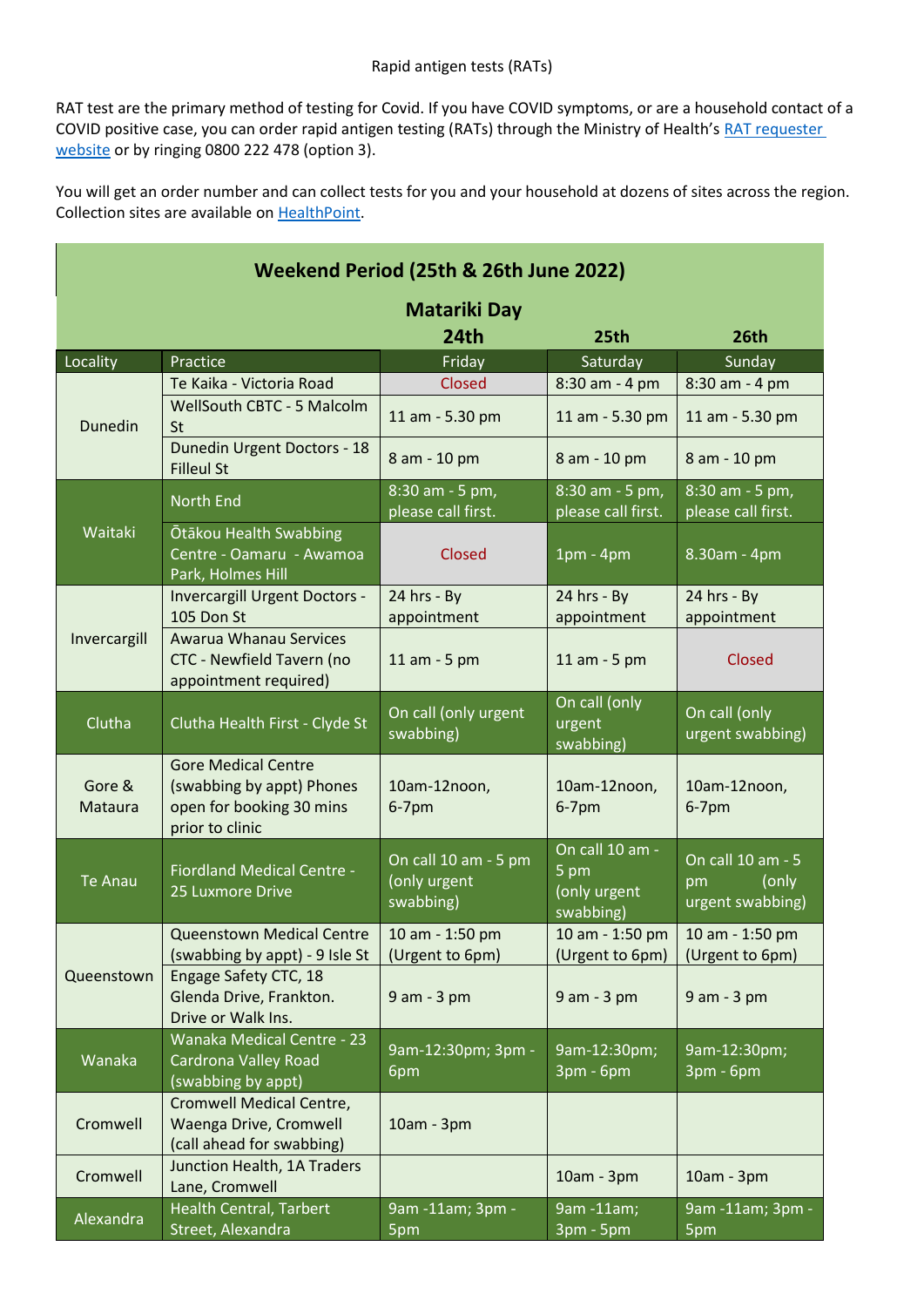Rapid antigen tests (RATs)

RAT test are the primary method of testing for Covid. If you have COVID symptoms, or are a household contact of a COVID positive case, you can order rapid antigen testing (RATs) through the Ministry of Health's RAT requester website or by ringing 0800 222 478 (option 3).

You will get an order number and can collect tests for you and your household at dozens of sites across the region. Collection sites are available on HealthPoint.

| **Weekend Period (25th & 26th June 2022)** | | | | |
|---|---|---|---|---|
| | | **Matariki Day** | | |
| | | **24th** | **25th** | **26th** |
| Locality | Practice | Friday | Saturday | Sunday |
| Dunedin | Te Kaika - Victoria Road | Closed | 8:30 am - 4 pm | 8:30 am - 4 pm |
| | WellSouth CBTC - 5 Malcolm St | 11 am - 5.30 pm | 11 am - 5.30 pm | 11 am - 5.30 pm |
| | Dunedin Urgent Doctors - 18 Filleul St | 8 am - 10 pm | 8 am - 10 pm | 8 am - 10 pm |
| Waitaki | North End | 8:30 am - 5 pm, please call first. | 8:30 am - 5 pm, please call first. | 8:30 am - 5 pm, please call first. |
| | Ōtākou Health Swabbing Centre - Oamaru - Awamoa Park, Holmes Hill | Closed | 1pm - 4pm | 8.30am - 4pm |
| Invercargill | Invercargill Urgent Doctors - 105 Don St | 24 hrs - By appointment | 24 hrs - By appointment | 24 hrs - By appointment |
| | Awarua Whanau Services CTC - Newfield Tavern (no appointment required) | 11 am - 5 pm | 11 am - 5 pm | Closed |
| Clutha | Clutha Health First - Clyde St | On call (only urgent swabbing) | On call (only urgent swabbing) | On call (only urgent swabbing) |
| Gore & Mataura | Gore Medical Centre (swabbing by appt) Phones open for booking 30 mins prior to clinic | 10am-12noon, 6-7pm | 10am-12noon, 6-7pm | 10am-12noon, 6-7pm |
| Te Anau | Fiordland Medical Centre - 25 Luxmore Drive | On call 10 am - 5 pm (only urgent swabbing) | On call 10 am - 5 pm (only urgent swabbing) | On call 10 am - 5 pm (only urgent swabbing) |
| Queenstown | Queenstown Medical Centre (swabbing by appt) - 9 Isle St | 10 am - 1:50 pm (Urgent to 6pm) | 10 am - 1:50 pm (Urgent to 6pm) | 10 am - 1:50 pm (Urgent to 6pm) |
| | Engage Safety CTC, 18 Glenda Drive, Frankton. Drive or Walk Ins. | 9 am - 3 pm | 9 am - 3 pm | 9 am - 3 pm |
| Wanaka | Wanaka Medical Centre - 23 Cardrona Valley Road (swabbing by appt) | 9am-12:30pm; 3pm - 6pm | 9am-12:30pm; 3pm - 6pm | 9am-12:30pm; 3pm - 6pm |
| Cromwell | Cromwell Medical Centre, Waenga Drive, Cromwell (call ahead for swabbing) | 10am - 3pm | | |
| Cromwell | Junction Health, 1A Traders Lane, Cromwell | | 10am - 3pm | 10am - 3pm |
| Alexandra | Health Central, Tarbert Street, Alexandra | 9am -11am; 3pm - 5pm | 9am -11am; 3pm - 5pm | 9am -11am; 3pm - 5pm |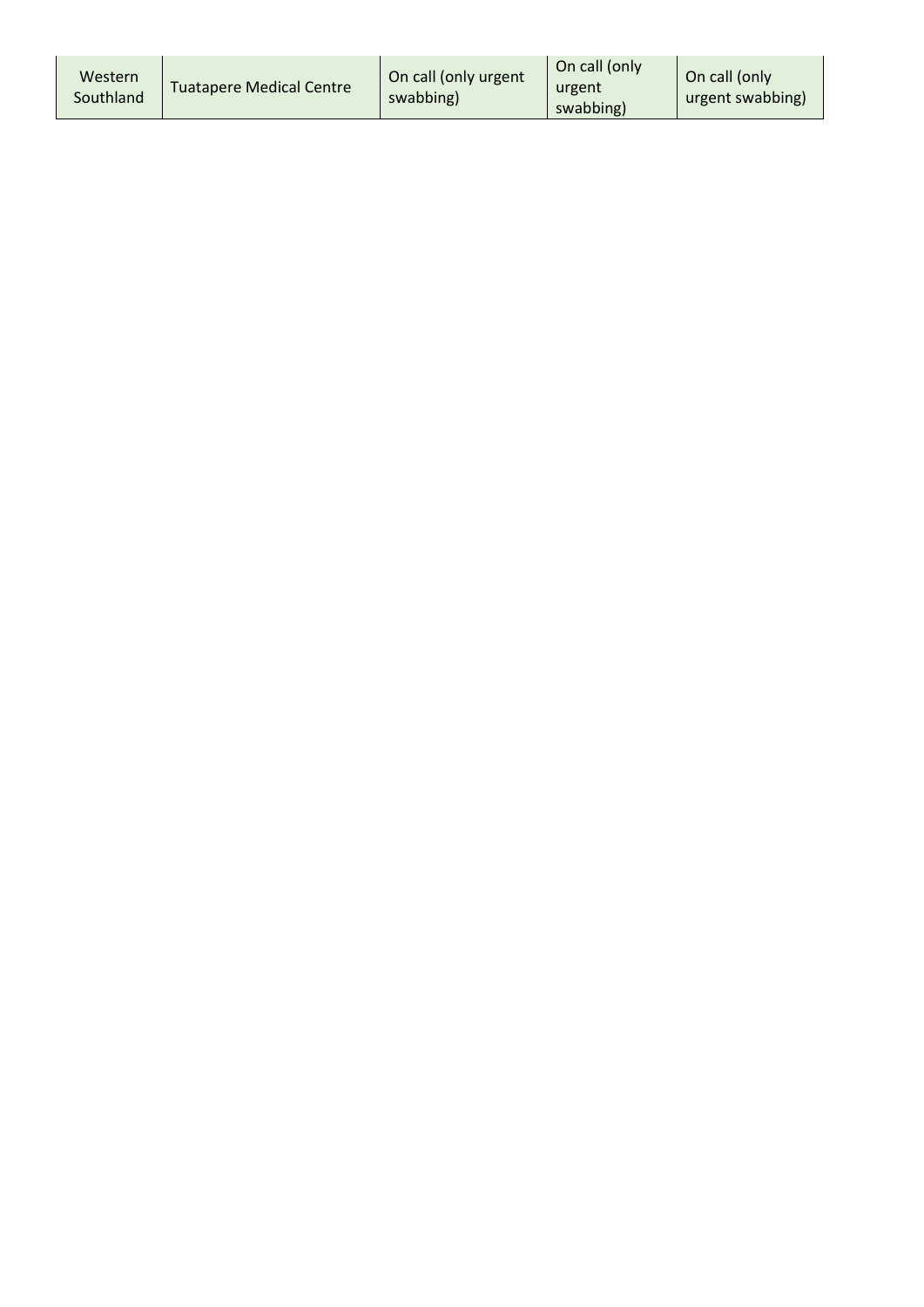| | | | | |
|---|---|---|---|---|
| Western Southland | Tuatapere Medical Centre | On call (only urgent swabbing) | On call (only urgent swabbing) | On call (only urgent swabbing) |